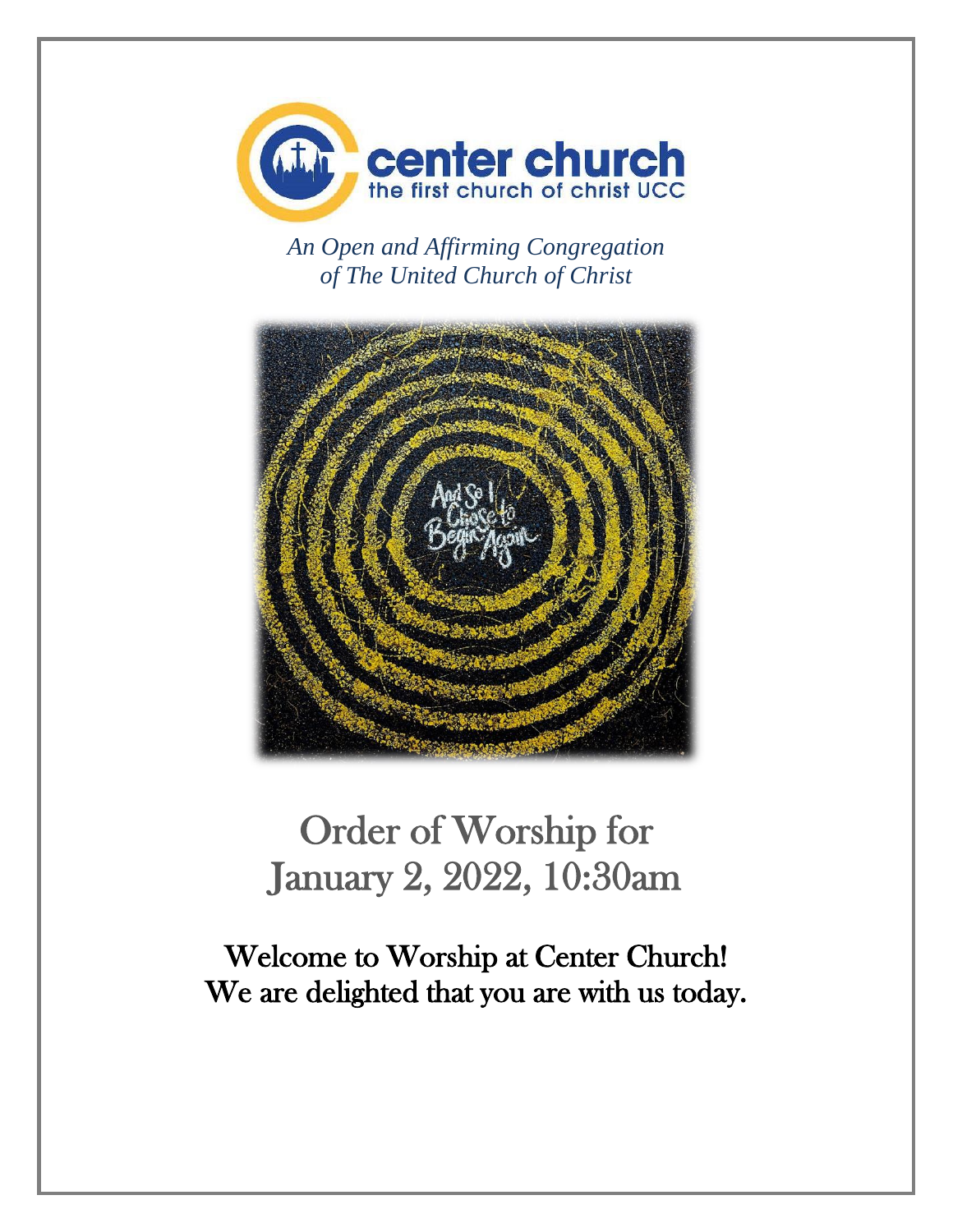center church
the first church of christ UCC

*An Open and Affirming Congregation*
*of The United Church of Christ*

# Order of Worship for January 2, 2022, 10:30am

## Welcome to Worship at Center Church! We are delighted that you are with us today.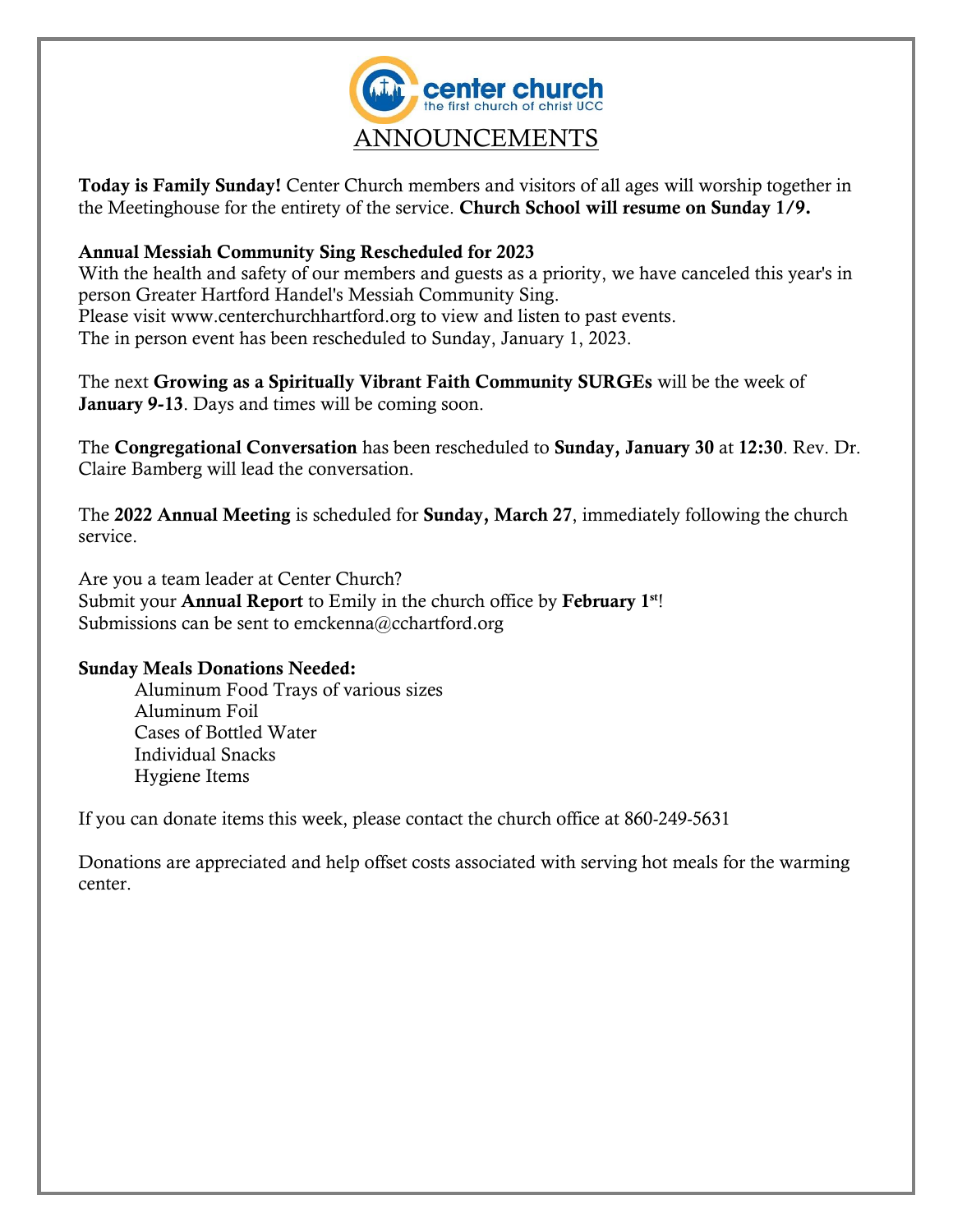center church
the first church of christ UCC

# ANNOUNCEMENTS

**Today is Family Sunday!** Center Church members and visitors of all ages will worship together in the Meetinghouse for the entirety of the service. **Church School will resume on Sunday 1/9.**

**Annual Messiah Community Sing Rescheduled for 2023**
With the health and safety of our members and guests as a priority, we have canceled this year's in person Greater Hartford Handel's Messiah Community Sing.
Please visit www.centerchurchhartford.org to view and listen to past events.
The in person event has been rescheduled to Sunday, January 1, 2023.

The next **Growing as a Spiritually Vibrant Faith Community SURGEs** will be the week of **January 9-13**. Days and times will be coming soon.

The **Congregational Conversation** has been rescheduled to **Sunday, January 30** at **12:30**. Rev. Dr. Claire Bamberg will lead the conversation.

The **2022 Annual Meeting** is scheduled for **Sunday, March 27**, immediately following the church service.

Are you a team leader at Center Church?
Submit your **Annual Report** to Emily in the church office by **February 1st**!
Submissions can be sent to emckenna@cchartford.org

**Sunday Meals Donations Needed:**

- Aluminum Food Trays of various sizes
- Aluminum Foil
- Cases of Bottled Water
- Individual Snacks
- Hygiene Items

If you can donate items this week, please contact the church office at 860-249-5631

Donations are appreciated and help offset costs associated with serving hot meals for the warming center.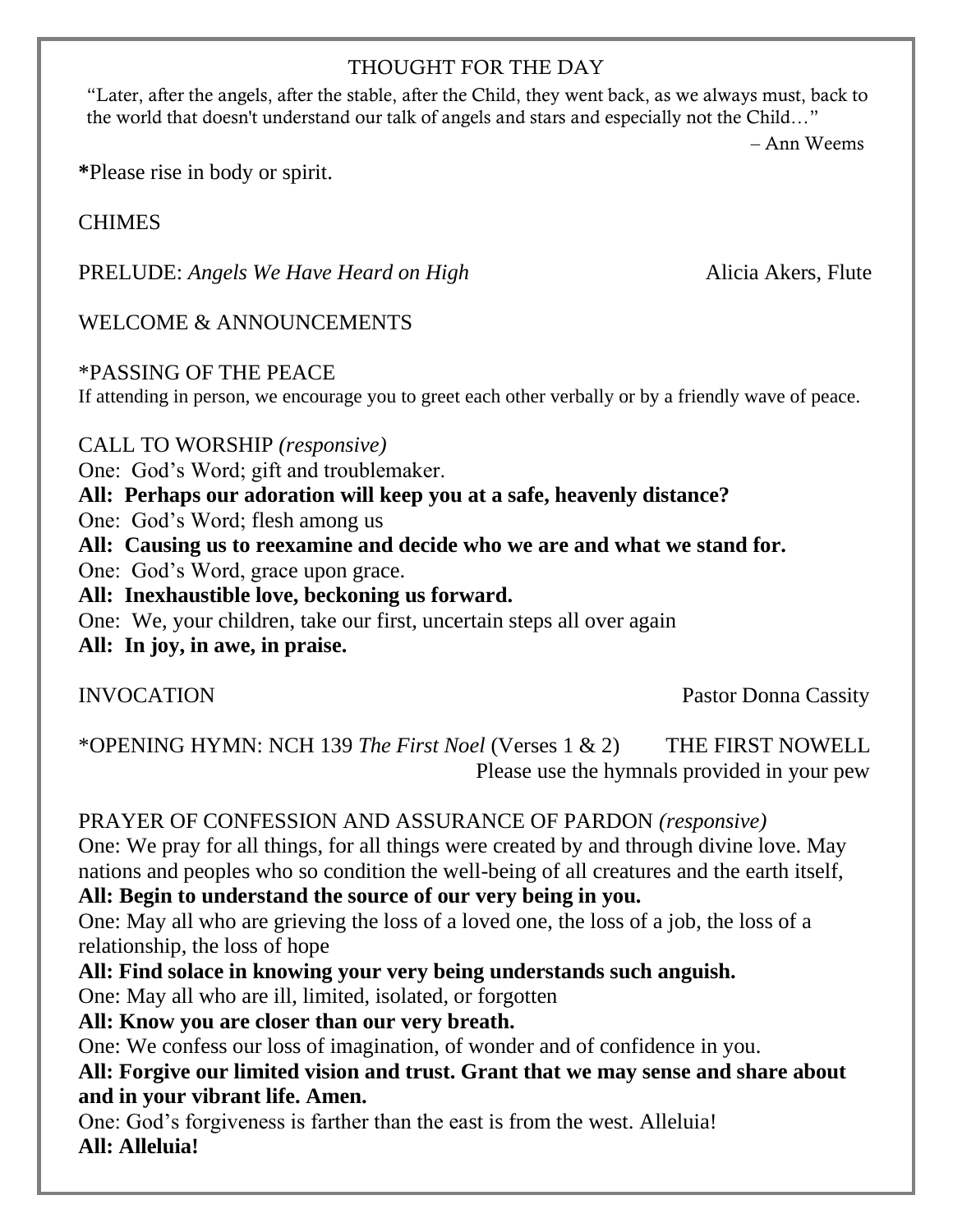THOUGHT FOR THE DAY

"Later, after the angels, after the stable, after the Child, they went back, as we always must, back to the world that doesn't understand our talk of angels and stars and especially not the Child…"

– Ann Weems

**\***Please rise in body or spirit.

CHIMES

PRELUDE: *Angels We Have Heard on High* Alicia Akers, Flute

WELCOME & ANNOUNCEMENTS

*PASSING OF THE PEACE

If attending in person, we encourage you to greet each other verbally or by a friendly wave of peace.

CALL TO WORSHIP *(responsive)*

One: God's Word; gift and troublemaker.

**All: Perhaps our adoration will keep you at a safe, heavenly distance?**

One: God's Word; flesh among us

**All: Causing us to reexamine and decide who we are and what we stand for.**

One: God's Word, grace upon grace.

**All: Inexhaustible love, beckoning us forward.**

One: We, your children, take our first, uncertain steps all over again

**All: In joy, in awe, in praise.**

INVOCATION Pastor Donna Cassity

*OPENING HYMN: NCH 139 *The First Noel* (Verses 1 & 2) THE FIRST NOWELL

Please use the hymnals provided in your pew

PRAYER OF CONFESSION AND ASSURANCE OF PARDON *(responsive)*

One: We pray for all things, for all things were created by and through divine love. May nations and peoples who so condition the well-being of all creatures and the earth itself,

**All: Begin to understand the source of our very being in you.**

One: May all who are grieving the loss of a loved one, the loss of a job, the loss of a relationship, the loss of hope

**All: Find solace in knowing your very being understands such anguish.**

One: May all who are ill, limited, isolated, or forgotten

**All: Know you are closer than our very breath.**

One: We confess our loss of imagination, of wonder and of confidence in you.

**All: Forgive our limited vision and trust. Grant that we may sense and share about and in your vibrant life. Amen.**

One: God's forgiveness is farther than the east is from the west. Alleluia!

**All: Alleluia!**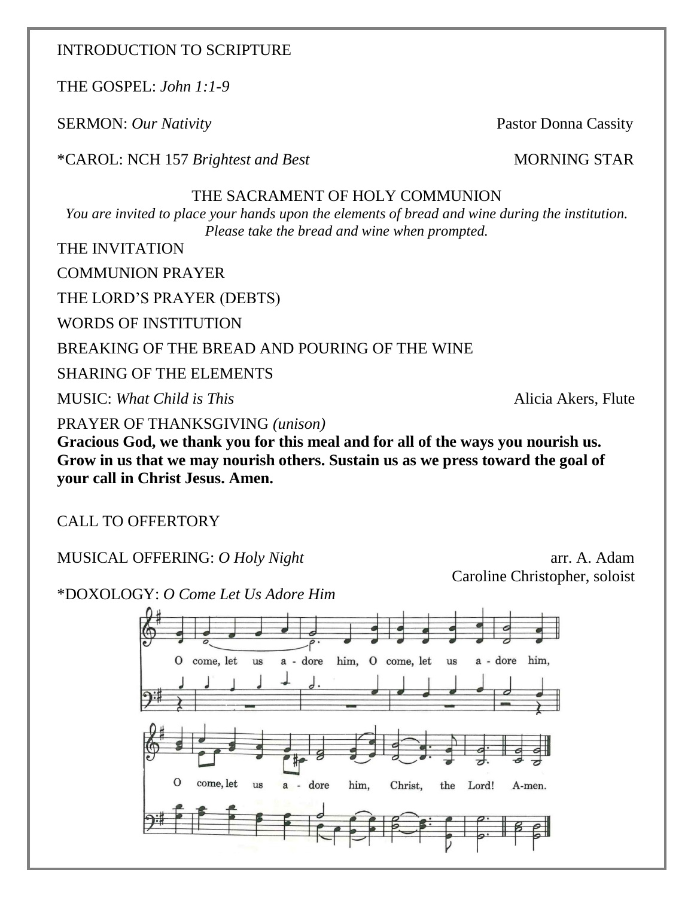INTRODUCTION TO SCRIPTURE

THE GOSPEL: *John 1:1-9*

SERMON: *Our Nativity* Pastor Donna Cassity

*CAROL: NCH 157 *Brightest and Best* MORNING STAR

THE SACRAMENT OF HOLY COMMUNION

*You are invited to place your hands upon the elements of bread and wine during the institution. Please take the bread and wine when prompted.*

THE INVITATION

COMMUNION PRAYER

THE LORD'S PRAYER (DEBTS)

WORDS OF INSTITUTION

BREAKING OF THE BREAD AND POURING OF THE WINE

SHARING OF THE ELEMENTS

MUSIC: *What Child is This* Alicia Akers, Flute

PRAYER OF THANKSGIVING *(unison)*

**Gracious God, we thank you for this meal and for all of the ways you nourish us. Grow in us that we may nourish others. Sustain us as we press toward the goal of your call in Christ Jesus. Amen.**

CALL TO OFFERTORY

MUSICAL OFFERING: *O Holy Night* arr. A. Adam
Caroline Christopher, soloist

*DOXOLOGY: *O Come Let Us Adore Him*

O come, let us a - dore him, O come, let us a - dore him,
O come, let us a - dore him, Christ, the Lord! A-men.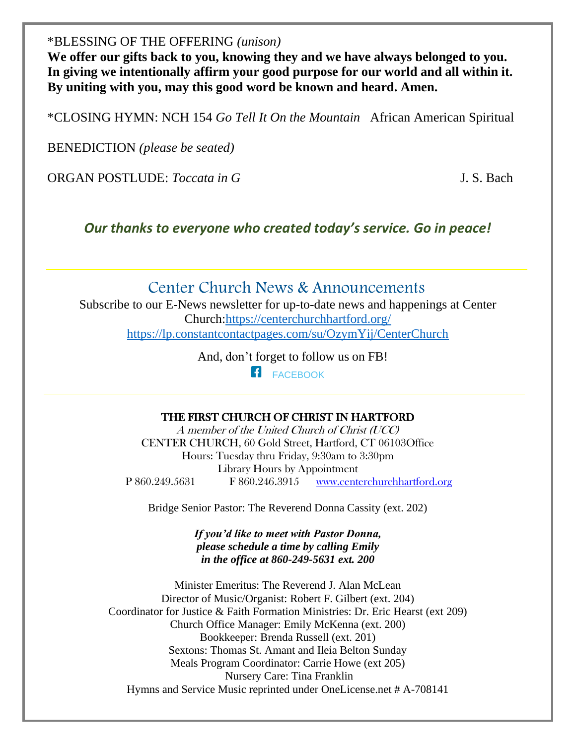*BLESSING OF THE OFFERING *(unison)*

**We offer our gifts back to you, knowing they and we have always belonged to you. In giving we intentionally affirm your good purpose for our world and all within it. By uniting with you, may this good word be known and heard. Amen.**

*CLOSING HYMN: NCH 154 *Go Tell It On the Mountain* African American Spiritual

BENEDICTION *(please be seated)*

ORGAN POSTLUDE: *Toccata in G* J. S. Bach

***Our thanks to everyone who created today's service. Go in peace!***

---

## Center Church News & Announcements

Subscribe to our E-News newsletter for up-to-date news and happenings at Center Church:https://centerchurchhartford.org/
https://lp.constantcontactpages.com/su/OzymYij/CenterChurch

And, don't forget to follow us on FB!

FACEBOOK

---

**THE FIRST CHURCH OF CHRIST IN HARTFORD**

*A member of the United Church of Christ (UCC)*

CENTER CHURCH, 60 Gold Street, Hartford, CT 06103Office
Hours: Tuesday thru Friday, 9:30am to 3:30pm
Library Hours by Appointment
P 860.249.5631 F 860.246.3915 www.centerchurchhartford.org

Bridge Senior Pastor: The Reverend Donna Cassity (ext. 202)

***If you'd like to meet with Pastor Donna, please schedule a time by calling Emily in the office at 860-249-5631 ext. 200***

Minister Emeritus: The Reverend J. Alan McLean
Director of Music/Organist: Robert F. Gilbert (ext. 204)
Coordinator for Justice & Faith Formation Ministries: Dr. Eric Hearst (ext 209)
Church Office Manager: Emily McKenna (ext. 200)
Bookkeeper: Brenda Russell (ext. 201)
Sextons: Thomas St. Amant and Ileia Belton Sunday
Meals Program Coordinator: Carrie Howe (ext 205)
Nursery Care: Tina Franklin
Hymns and Service Music reprinted under OneLicense.net # A-708141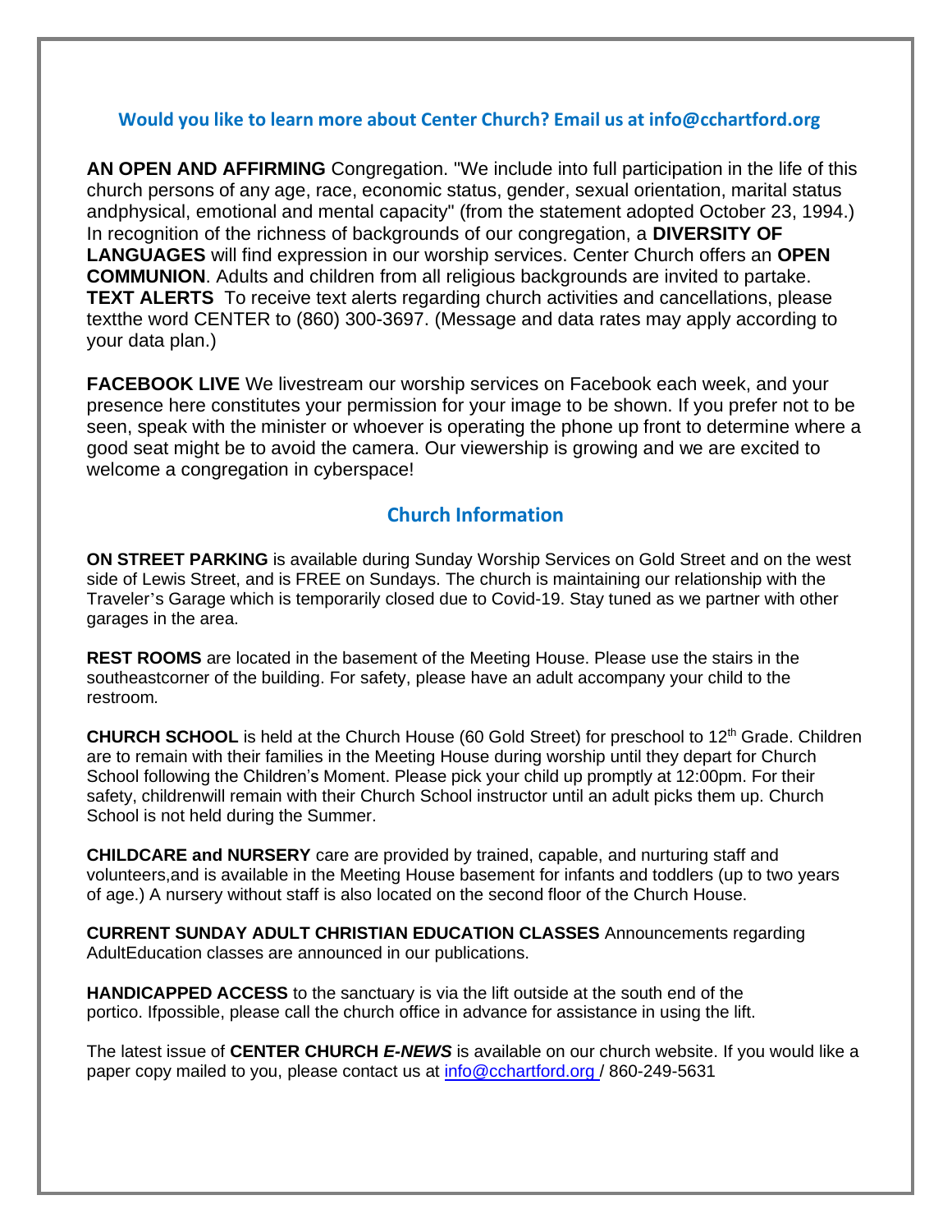## Would you like to learn more about Center Church? Email us at info@cchartford.org

**AN OPEN AND AFFIRMING** Congregation. "We include into full participation in the life of this church persons of any age, race, economic status, gender, sexual orientation, marital status andphysical, emotional and mental capacity" (from the statement adopted October 23, 1994.) In recognition of the richness of backgrounds of our congregation, a **DIVERSITY OF LANGUAGES** will find expression in our worship services. Center Church offers an **OPEN COMMUNION**. Adults and children from all religious backgrounds are invited to partake. **TEXT ALERTS** To receive text alerts regarding church activities and cancellations, please textthe word CENTER to (860) 300-3697. (Message and data rates may apply according to your data plan.)

**FACEBOOK LIVE** We livestream our worship services on Facebook each week, and your presence here constitutes your permission for your image to be shown. If you prefer not to be seen, speak with the minister or whoever is operating the phone up front to determine where a good seat might be to avoid the camera. Our viewership is growing and we are excited to welcome a congregation in cyberspace!

## Church Information

**ON STREET PARKING** is available during Sunday Worship Services on Gold Street and on the west side of Lewis Street, and is FREE on Sundays. The church is maintaining our relationship with the Traveler's Garage which is temporarily closed due to Covid-19. Stay tuned as we partner with other garages in the area.

**REST ROOMS** are located in the basement of the Meeting House. Please use the stairs in the southeastcorner of the building. For safety, please have an adult accompany your child to the restroom.

**CHURCH SCHOOL** is held at the Church House (60 Gold Street) for preschool to 12th Grade. Children are to remain with their families in the Meeting House during worship until they depart for Church School following the Children's Moment. Please pick your child up promptly at 12:00pm. For their safety, childrenwill remain with their Church School instructor until an adult picks them up. Church School is not held during the Summer.

**CHILDCARE and NURSERY** care are provided by trained, capable, and nurturing staff and volunteers,and is available in the Meeting House basement for infants and toddlers (up to two years of age.) A nursery without staff is also located on the second floor of the Church House.

**CURRENT SUNDAY ADULT CHRISTIAN EDUCATION CLASSES** Announcements regarding AdultEducation classes are announced in our publications.

**HANDICAPPED ACCESS** to the sanctuary is via the lift outside at the south end of the portico. Ifpossible, please call the church office in advance for assistance in using the lift.

The latest issue of **CENTER CHURCH *E-NEWS*** is available on our church website. If you would like a paper copy mailed to you, please contact us at info@cchartford.org / 860-249-5631